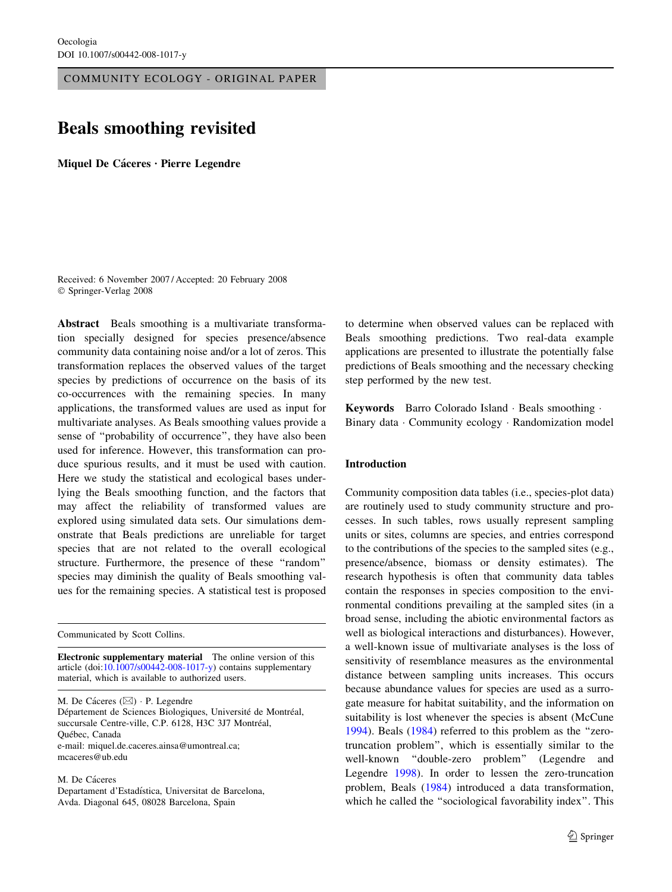COMMUNITY ECOLOGY - ORIGINAL PAPER

# Beals smoothing revisited

**Miquel De Cáceres · Pierre Legendre**

Received: 6 November 2007 / Accepted: 20 February 2008
© Springer-Verlag 2008

**Abstract** Beals smoothing is a multivariate transformation specially designed for species presence/absence community data containing noise and/or a lot of zeros. This transformation replaces the observed values of the target species by predictions of occurrence on the basis of its co-occurrences with the remaining species. In many applications, the transformed values are used as input for multivariate analyses. As Beals smoothing values provide a sense of "probability of occurrence", they have also been used for inference. However, this transformation can produce spurious results, and it must be used with caution. Here we study the statistical and ecological bases underlying the Beals smoothing function, and the factors that may affect the reliability of transformed values are explored using simulated data sets. Our simulations demonstrate that Beals predictions are unreliable for target species that are not related to the overall ecological structure. Furthermore, the presence of these "random" species may diminish the quality of Beals smoothing values for the remaining species. A statistical test is proposed to determine when observed values can be replaced with Beals smoothing predictions. Two real-data example applications are presented to illustrate the potentially false predictions of Beals smoothing and the necessary checking step performed by the new test.

**Keywords** Barro Colorado Island · Beals smoothing · Binary data · Community ecology · Randomization model

Communicated by Scott Collins.

**Electronic supplementary material** The online version of this article (doi:10.1007/s00442-008-1017-y) contains supplementary material, which is available to authorized users.

M. De Cáceres (✉) · P. Legendre
Département de Sciences Biologiques, Université de Montréal, succursale Centre-ville, C.P. 6128, H3C 3J7 Montréal, Québec, Canada
e-mail: miquel.de.caceres.ainsa@umontreal.ca; mcaceres@ub.edu

M. De Cáceres
Departament d'Estadística, Universitat de Barcelona, Avda. Diagonal 645, 08028 Barcelona, Spain

## Introduction

Community composition data tables (i.e., species-plot data) are routinely used to study community structure and processes. In such tables, rows usually represent sampling units or sites, columns are species, and entries correspond to the contributions of the species to the sampled sites (e.g., presence/absence, biomass or density estimates). The research hypothesis is often that community data tables contain the responses in species composition to the environmental conditions prevailing at the sampled sites (in a broad sense, including the abiotic environmental factors as well as biological interactions and disturbances). However, a well-known issue of multivariate analyses is the loss of sensitivity of resemblance measures as the environmental distance between sampling units increases. This occurs because abundance values for species are used as a surrogate measure for habitat suitability, and the information on suitability is lost whenever the species is absent (McCune 1994). Beals (1984) referred to this problem as the "zero-truncation problem", which is essentially similar to the well-known "double-zero problem" (Legendre and Legendre 1998). In order to lessen the zero-truncation problem, Beals (1984) introduced a data transformation, which he called the "sociological favorability index". This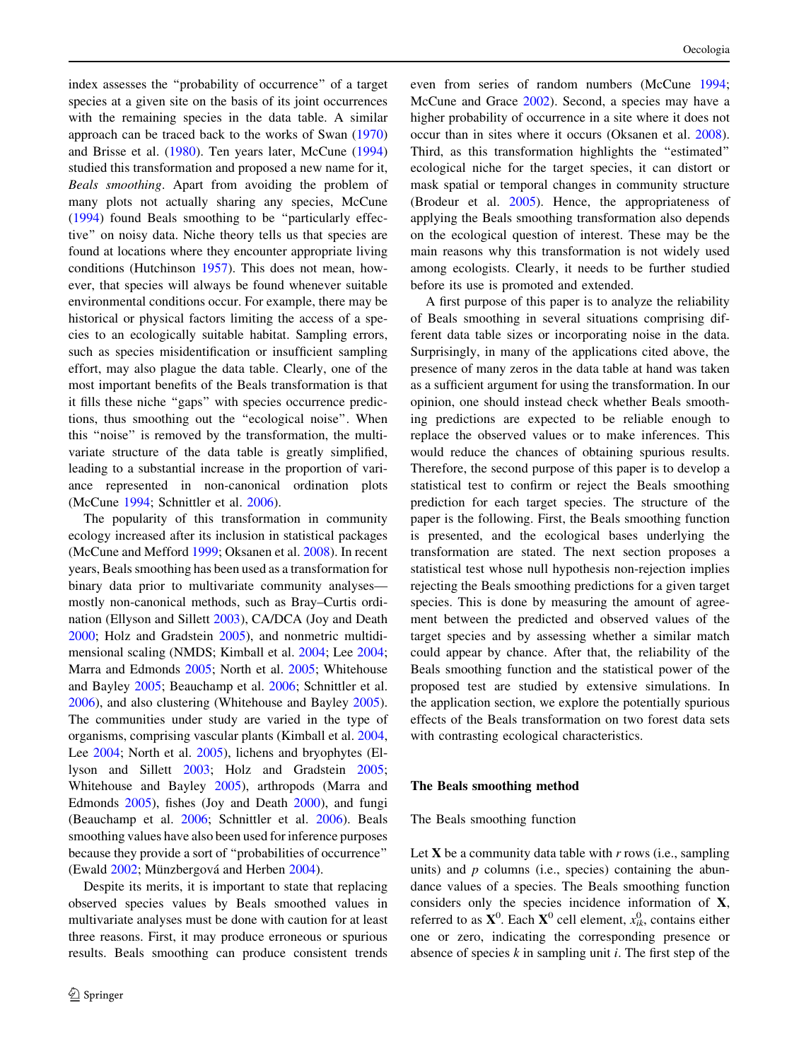index assesses the "probability of occurrence" of a target species at a given site on the basis of its joint occurrences with the remaining species in the data table. A similar approach can be traced back to the works of Swan (1970) and Brisse et al. (1980). Ten years later, McCune (1994) studied this transformation and proposed a new name for it, *Beals smoothing*. Apart from avoiding the problem of many plots not actually sharing any species, McCune (1994) found Beals smoothing to be "particularly effective" on noisy data. Niche theory tells us that species are found at locations where they encounter appropriate living conditions (Hutchinson 1957). This does not mean, however, that species will always be found whenever suitable environmental conditions occur. For example, there may be historical or physical factors limiting the access of a species to an ecologically suitable habitat. Sampling errors, such as species misidentification or insufficient sampling effort, may also plague the data table. Clearly, one of the most important benefits of the Beals transformation is that it fills these niche "gaps" with species occurrence predictions, thus smoothing out the "ecological noise". When this "noise" is removed by the transformation, the multivariate structure of the data table is greatly simplified, leading to a substantial increase in the proportion of variance represented in non-canonical ordination plots (McCune 1994; Schnittler et al. 2006).

The popularity of this transformation in community ecology increased after its inclusion in statistical packages (McCune and Mefford 1999; Oksanen et al. 2008). In recent years, Beals smoothing has been used as a transformation for binary data prior to multivariate community analyses—mostly non-canonical methods, such as Bray–Curtis ordination (Ellyson and Sillett 2003), CA/DCA (Joy and Death 2000; Holz and Gradstein 2005), and nonmetric multidimensional scaling (NMDS; Kimball et al. 2004; Lee 2004; Marra and Edmonds 2005; North et al. 2005; Whitehouse and Bayley 2005; Beauchamp et al. 2006; Schnittler et al. 2006), and also clustering (Whitehouse and Bayley 2005). The communities under study are varied in the type of organisms, comprising vascular plants (Kimball et al. 2004, Lee 2004; North et al. 2005), lichens and bryophytes (Ellyson and Sillett 2003; Holz and Gradstein 2005; Whitehouse and Bayley 2005), arthropods (Marra and Edmonds 2005), fishes (Joy and Death 2000), and fungi (Beauchamp et al. 2006; Schnittler et al. 2006). Beals smoothing values have also been used for inference purposes because they provide a sort of "probabilities of occurrence" (Ewald 2002; Münzbergová and Herben 2004).

Despite its merits, it is important to state that replacing observed species values by Beals smoothed values in multivariate analyses must be done with caution for at least three reasons. First, it may produce erroneous or spurious results. Beals smoothing can produce consistent trends even from series of random numbers (McCune 1994; McCune and Grace 2002). Second, a species may have a higher probability of occurrence in a site where it does not occur than in sites where it occurs (Oksanen et al. 2008). Third, as this transformation highlights the "estimated" ecological niche for the target species, it can distort or mask spatial or temporal changes in community structure (Brodeur et al. 2005). Hence, the appropriateness of applying the Beals smoothing transformation also depends on the ecological question of interest. These may be the main reasons why this transformation is not widely used among ecologists. Clearly, it needs to be further studied before its use is promoted and extended.

A first purpose of this paper is to analyze the reliability of Beals smoothing in several situations comprising different data table sizes or incorporating noise in the data. Surprisingly, in many of the applications cited above, the presence of many zeros in the data table at hand was taken as a sufficient argument for using the transformation. In our opinion, one should instead check whether Beals smoothing predictions are expected to be reliable enough to replace the observed values or to make inferences. This would reduce the chances of obtaining spurious results. Therefore, the second purpose of this paper is to develop a statistical test to confirm or reject the Beals smoothing prediction for each target species. The structure of the paper is the following. First, the Beals smoothing function is presented, and the ecological bases underlying the transformation are stated. The next section proposes a statistical test whose null hypothesis non-rejection implies rejecting the Beals smoothing predictions for a given target species. This is done by measuring the amount of agreement between the predicted and observed values of the target species and by assessing whether a similar match could appear by chance. After that, the reliability of the Beals smoothing function and the statistical power of the proposed test are studied by extensive simulations. In the application section, we explore the potentially spurious effects of the Beals transformation on two forest data sets with contrasting ecological characteristics.

## The Beals smoothing method

### The Beals smoothing function

Let $\mathbf{X}$ be a community data table with $r$ rows (i.e., sampling units) and $p$ columns (i.e., species) containing the abundance values of a species. The Beals smoothing function considers only the species incidence information of $\mathbf{X}$, referred to as $\mathbf{X}^0$. Each $\mathbf{X}^0$ cell element, $x_{ik}^0$, contains either one or zero, indicating the corresponding presence or absence of species $k$ in sampling unit $i$. The first step of the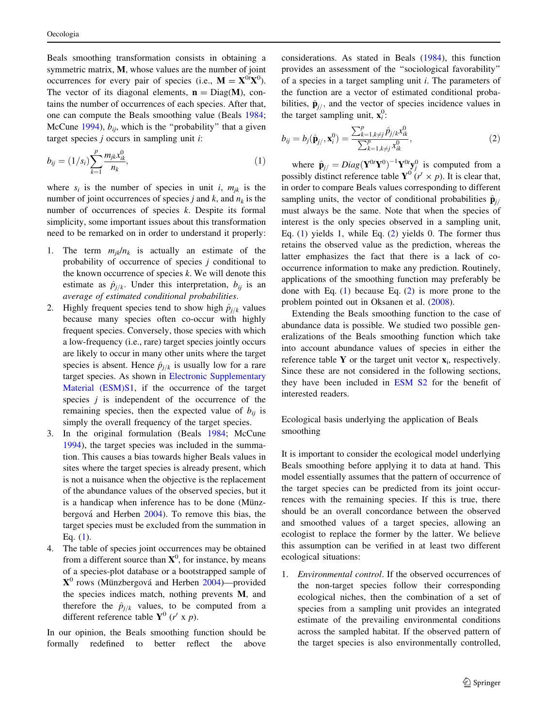Beals smoothing transformation consists in obtaining a symmetric matrix, $\mathbf{M}$, whose values are the number of joint occurrences for every pair of species (i.e., $\mathbf{M} = \mathbf{X}^{0t}\mathbf{X}^{0}$). The vector of its diagonal elements, $\mathbf{n} = \mathrm{Diag}(\mathbf{M})$, contains the number of occurrences of each species. After that, one can compute the Beals smoothing value (Beals 1984; McCune 1994), $b_{ij}$, which is the "probability" that a given target species $j$ occurs in sampling unit $i$:

$$b_{ij} = (1/s_i)\sum_{k=1}^{p} \frac{m_{jk} x_{ik}^{0}}{n_k}, \tag{1}$$

where $s_i$ is the number of species in unit $i$, $m_{jk}$ is the number of joint occurrences of species $j$ and $k$, and $n_k$ is the number of occurrences of species $k$. Despite its formal simplicity, some important issues about this transformation need to be remarked on in order to understand it properly:

1. The term $m_{jk}/n_k$ is actually an estimate of the probability of occurrence of species $j$ conditional to the known occurrence of species $k$. We will denote this estimate as $\hat{p}_{j/k}$. Under this interpretation, $b_{ij}$ is an *average of estimated conditional probabilities*.
2. Highly frequent species tend to show high $\hat{p}_{j/k}$ values because many species often co-occur with highly frequent species. Conversely, those species with which a low-frequency (i.e., rare) target species jointly occurs are likely to occur in many other units where the target species is absent. Hence $\hat{p}_{j/k}$ is usually low for a rare target species. As shown in Electronic Supplementary Material (ESM)S1, if the occurrence of the target species $j$ is independent of the occurrence of the remaining species, then the expected value of $b_{ij}$ is simply the overall frequency of the target species.
3. In the original formulation (Beals 1984; McCune 1994), the target species was included in the summation. This causes a bias towards higher Beals values in sites where the target species is already present, which is not a nuisance when the objective is the replacement of the abundance values of the observed species, but it is a handicap when inference has to be done (Münzbergová and Herben 2004). To remove this bias, the target species must be excluded from the summation in Eq. (1).
4. The table of species joint occurrences may be obtained from a different source than $\mathbf{X}^{0}$, for instance, by means of a species-plot database or a bootstrapped sample of $\mathbf{X}^{0}$ rows (Münzbergová and Herben 2004)—provided the species indices match, nothing prevents $\mathbf{M}$, and therefore the $\hat{p}_{j/k}$ values, to be computed from a different reference table $\mathbf{Y}^{0}$ ($r' \times p$).

In our opinion, the Beals smoothing function should be formally redefined to better reflect the above considerations. As stated in Beals (1984), this function provides an assessment of the "sociological favorability" of a species in a target sampling unit $i$. The parameters of the function are a vector of estimated conditional probabilities, $\hat{\mathbf{p}}_{j/}$, and the vector of species incidence values in the target sampling unit, $\mathbf{x}_i^{0}$:

$$b_{ij} = b_j(\hat{\mathbf{p}}_{j/}, \mathbf{x}_i^{0}) = \frac{\sum_{k=1,k\neq j}^{p} \hat{p}_{j/k} x_{ik}^{0}}{\sum_{k=1,k\neq j}^{p} x_{ik}^{0}}, \tag{2}$$

where $\hat{\mathbf{p}}_{j/} = Diag(\mathbf{Y}^{0t}\mathbf{Y}^{0})^{-1}\mathbf{Y}^{0t}\mathbf{y}_j^{0}$ is computed from a possibly distinct reference table $\mathbf{Y}^{0}$ ($r' \times p$). It is clear that, in order to compare Beals values corresponding to different sampling units, the vector of conditional probabilities $\hat{\mathbf{p}}_{j/}$ must always be the same. Note that when the species of interest is the only species observed in a sampling unit, Eq. (1) yields 1, while Eq. (2) yields 0. The former thus retains the observed value as the prediction, whereas the latter emphasizes the fact that there is a lack of co-occurrence information to make any prediction. Routinely, applications of the smoothing function may preferably be done with Eq. (1) because Eq. (2) is more prone to the problem pointed out in Oksanen et al. (2008).

Extending the Beals smoothing function to the case of abundance data is possible. We studied two possible generalizations of the Beals smoothing function which take into account abundance values of species in either the reference table $\mathbf{Y}$ or the target unit vector $\mathbf{x}_i$, respectively. Since these are not considered in the following sections, they have been included in ESM S2 for the benefit of interested readers.

## Ecological basis underlying the application of Beals smoothing

It is important to consider the ecological model underlying Beals smoothing before applying it to data at hand. This model essentially assumes that the pattern of occurrence of the target species can be predicted from its joint occurrences with the remaining species. If this is true, there should be an overall concordance between the observed and smoothed values of a target species, allowing an ecologist to replace the former by the latter. We believe this assumption can be verified in at least two different ecological situations:

1. *Environmental control*. If the observed occurrences of the non-target species follow their corresponding ecological niches, then the combination of a set of species from a sampling unit provides an integrated estimate of the prevailing environmental conditions across the sampled habitat. If the observed pattern of the target species is also environmentally controlled,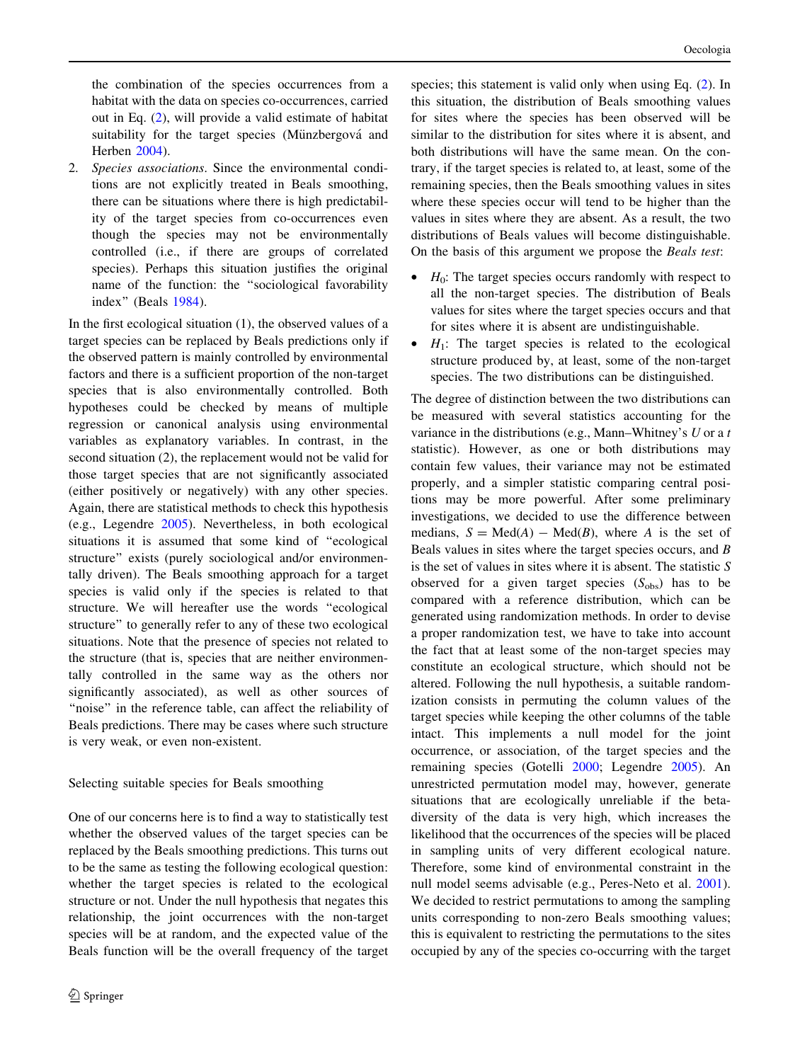the combination of the species occurrences from a habitat with the data on species co-occurrences, carried out in Eq. (2), will provide a valid estimate of habitat suitability for the target species (Münzbergová and Herben 2004).

2. *Species associations*. Since the environmental conditions are not explicitly treated in Beals smoothing, there can be situations where there is high predictability of the target species from co-occurrences even though the species may not be environmentally controlled (i.e., if there are groups of correlated species). Perhaps this situation justifies the original name of the function: the "sociological favorability index" (Beals 1984).

In the first ecological situation (1), the observed values of a target species can be replaced by Beals predictions only if the observed pattern is mainly controlled by environmental factors and there is a sufficient proportion of the non-target species that is also environmentally controlled. Both hypotheses could be checked by means of multiple regression or canonical analysis using environmental variables as explanatory variables. In contrast, in the second situation (2), the replacement would not be valid for those target species that are not significantly associated (either positively or negatively) with any other species. Again, there are statistical methods to check this hypothesis (e.g., Legendre 2005). Nevertheless, in both ecological situations it is assumed that some kind of "ecological structure" exists (purely sociological and/or environmentally driven). The Beals smoothing approach for a target species is valid only if the species is related to that structure. We will hereafter use the words "ecological structure" to generally refer to any of these two ecological situations. Note that the presence of species not related to the structure (that is, species that are neither environmentally controlled in the same way as the others nor significantly associated), as well as other sources of "noise" in the reference table, can affect the reliability of Beals predictions. There may be cases where such structure is very weak, or even non-existent.

## Selecting suitable species for Beals smoothing

One of our concerns here is to find a way to statistically test whether the observed values of the target species can be replaced by the Beals smoothing predictions. This turns out to be the same as testing the following ecological question: whether the target species is related to the ecological structure or not. Under the null hypothesis that negates this relationship, the joint occurrences with the non-target species will be at random, and the expected value of the Beals function will be the overall frequency of the target species; this statement is valid only when using Eq. (2). In this situation, the distribution of Beals smoothing values for sites where the species has been observed will be similar to the distribution for sites where it is absent, and both distributions will have the same mean. On the contrary, if the target species is related to, at least, some of the remaining species, then the Beals smoothing values in sites where these species occur will tend to be higher than the values in sites where they are absent. As a result, the two distributions of Beals values will become distinguishable. On the basis of this argument we propose the *Beals test*:

- $H_0$: The target species occurs randomly with respect to all the non-target species. The distribution of Beals values for sites where the target species occurs and that for sites where it is absent are undistinguishable.
- $H_1$: The target species is related to the ecological structure produced by, at least, some of the non-target species. The two distributions can be distinguished.

The degree of distinction between the two distributions can be measured with several statistics accounting for the variance in the distributions (e.g., Mann–Whitney's $U$ or a $t$ statistic). However, as one or both distributions may contain few values, their variance may not be estimated properly, and a simpler statistic comparing central positions may be more powerful. After some preliminary investigations, we decided to use the difference between medians, $S = \text{Med}(A) - \text{Med}(B)$, where $A$ is the set of Beals values in sites where the target species occurs, and $B$ is the set of values in sites where it is absent. The statistic $S$ observed for a given target species ($S_{\text{obs}}$) has to be compared with a reference distribution, which can be generated using randomization methods. In order to devise a proper randomization test, we have to take into account the fact that at least some of the non-target species may constitute an ecological structure, which should not be altered. Following the null hypothesis, a suitable randomization consists in permuting the column values of the target species while keeping the other columns of the table intact. This implements a null model for the joint occurrence, or association, of the target species and the remaining species (Gotelli 2000; Legendre 2005). An unrestricted permutation model may, however, generate situations that are ecologically unreliable if the beta-diversity of the data is very high, which increases the likelihood that the occurrences of the species will be placed in sampling units of very different ecological nature. Therefore, some kind of environmental constraint in the null model seems advisable (e.g., Peres-Neto et al. 2001). We decided to restrict permutations to among the sampling units corresponding to non-zero Beals smoothing values; this is equivalent to restricting the permutations to the sites occupied by any of the species co-occurring with the target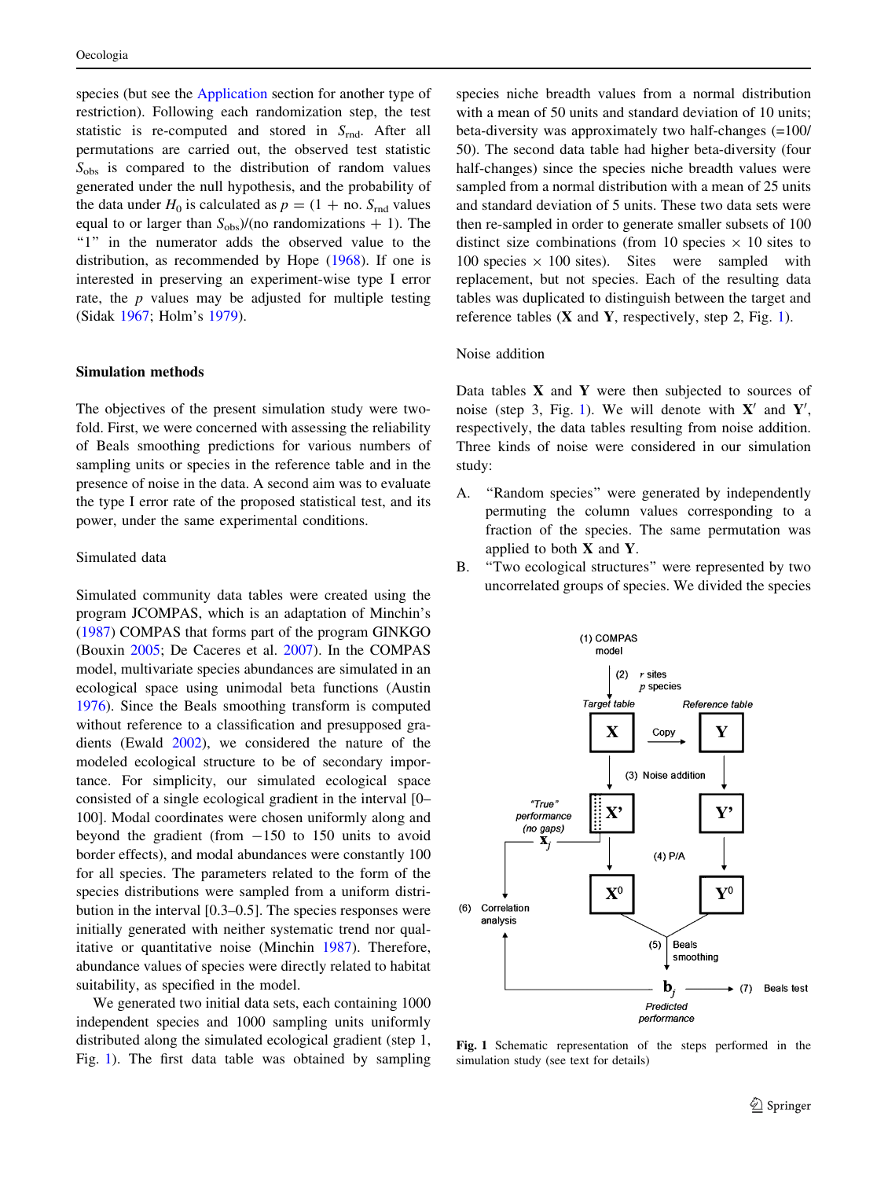species (but see the Application section for another type of restriction). Following each randomization step, the test statistic is re-computed and stored in $S_{rnd}$. After all permutations are carried out, the observed test statistic $S_{obs}$ is compared to the distribution of random values generated under the null hypothesis, and the probability of the data under $H_0$ is calculated as $p = (1 + \text{no. } S_{rnd}$ values equal to or larger than $S_{obs})/(\text{no randomizations} + 1)$. The "1" in the numerator adds the observed value to the distribution, as recommended by Hope (1968). If one is interested in preserving an experiment-wise type I error rate, the $p$ values may be adjusted for multiple testing (Sidak 1967; Holm's 1979).

## Simulation methods

The objectives of the present simulation study were twofold. First, we were concerned with assessing the reliability of Beals smoothing predictions for various numbers of sampling units or species in the reference table and in the presence of noise in the data. A second aim was to evaluate the type I error rate of the proposed statistical test, and its power, under the same experimental conditions.

### Simulated data

Simulated community data tables were created using the program JCOMPAS, which is an adaptation of Minchin's (1987) COMPAS that forms part of the program GINKGO (Bouxin 2005; De Caceres et al. 2007). In the COMPAS model, multivariate species abundances are simulated in an ecological space using unimodal beta functions (Austin 1976). Since the Beals smoothing transform is computed without reference to a classification and presupposed gradients (Ewald 2002), we considered the nature of the modeled ecological structure to be of secondary importance. For simplicity, our simulated ecological space consisted of a single ecological gradient in the interval [0–100]. Modal coordinates were chosen uniformly along and beyond the gradient (from −150 to 150 units to avoid border effects), and modal abundances were constantly 100 for all species. The parameters related to the form of the species distributions were sampled from a uniform distribution in the interval [0.3–0.5]. The species responses were initially generated with neither systematic trend nor qualitative or quantitative noise (Minchin 1987). Therefore, abundance values of species were directly related to habitat suitability, as specified in the model.

We generated two initial data sets, each containing 1000 independent species and 1000 sampling units uniformly distributed along the simulated ecological gradient (step 1, Fig. 1). The first data table was obtained by sampling species niche breadth values from a normal distribution with a mean of 50 units and standard deviation of 10 units; beta-diversity was approximately two half-changes (=100/50). The second data table had higher beta-diversity (four half-changes) since the species niche breadth values were sampled from a normal distribution with a mean of 25 units and standard deviation of 5 units. These two data sets were then re-sampled in order to generate smaller subsets of 100 distinct size combinations (from 10 species × 10 sites to 100 species × 100 sites). Sites were sampled with replacement, but not species. Each of the resulting data tables was duplicated to distinguish between the target and reference tables (**X** and **Y**, respectively, step 2, Fig. 1).

### Noise addition

Data tables **X** and **Y** were then subjected to sources of noise (step 3, Fig. 1). We will denote with $\mathbf{X}'$ and $\mathbf{Y}'$, respectively, the data tables resulting from noise addition. Three kinds of noise were considered in our simulation study:

A. "Random species" were generated by independently permuting the column values corresponding to a fraction of the species. The same permutation was applied to both **X** and **Y**.

B. "Two ecological structures" were represented by two uncorrelated groups of species. We divided the species

**Fig. 1** Schematic representation of the steps performed in the simulation study (see text for details)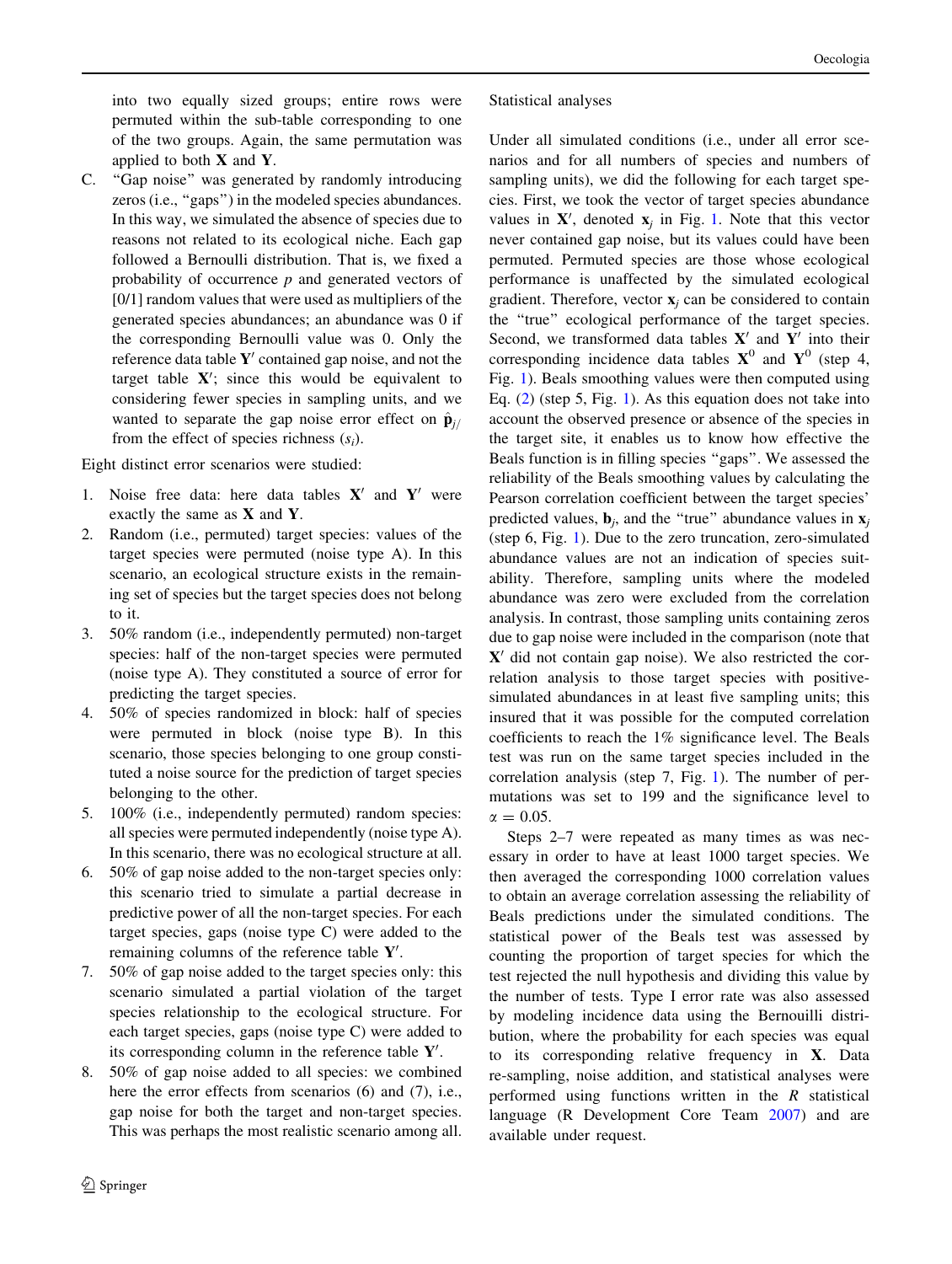into two equally sized groups; entire rows were permuted within the sub-table corresponding to one of the two groups. Again, the same permutation was applied to both $\mathbf{X}$ and $\mathbf{Y}$.

C. "Gap noise" was generated by randomly introducing zeros (i.e., "gaps") in the modeled species abundances. In this way, we simulated the absence of species due to reasons not related to its ecological niche. Each gap followed a Bernoulli distribution. That is, we fixed a probability of occurrence $p$ and generated vectors of [0/1] random values that were used as multipliers of the generated species abundances; an abundance was 0 if the corresponding Bernoulli value was 0. Only the reference data table $\mathbf{Y}'$ contained gap noise, and not the target table $\mathbf{X}'$; since this would be equivalent to considering fewer species in sampling units, and we wanted to separate the gap noise error effect on $\hat{\mathbf{p}}_{j/}$ from the effect of species richness ($s_i$).

Eight distinct error scenarios were studied:

1. Noise free data: here data tables $\mathbf{X}'$ and $\mathbf{Y}'$ were exactly the same as $\mathbf{X}$ and $\mathbf{Y}$.
2. Random (i.e., permuted) target species: values of the target species were permuted (noise type A). In this scenario, an ecological structure exists in the remaining set of species but the target species does not belong to it.
3. 50% random (i.e., independently permuted) non-target species: half of the non-target species were permuted (noise type A). They constituted a source of error for predicting the target species.
4. 50% of species randomized in block: half of species were permuted in block (noise type B). In this scenario, those species belonging to one group constituted a noise source for the prediction of target species belonging to the other.
5. 100% (i.e., independently permuted) random species: all species were permuted independently (noise type A). In this scenario, there was no ecological structure at all.
6. 50% of gap noise added to the non-target species only: this scenario tried to simulate a partial decrease in predictive power of all the non-target species. For each target species, gaps (noise type C) were added to the remaining columns of the reference table $\mathbf{Y}'$.
7. 50% of gap noise added to the target species only: this scenario simulated a partial violation of the target species relationship to the ecological structure. For each target species, gaps (noise type C) were added to its corresponding column in the reference table $\mathbf{Y}'$.
8. 50% of gap noise added to all species: we combined here the error effects from scenarios (6) and (7), i.e., gap noise for both the target and non-target species. This was perhaps the most realistic scenario among all.

## Statistical analyses

Under all simulated conditions (i.e., under all error scenarios and for all numbers of species and numbers of sampling units), we did the following for each target species. First, we took the vector of target species abundance values in $\mathbf{X}'$, denoted $\mathbf{x}_j$ in Fig. 1. Note that this vector never contained gap noise, but its values could have been permuted. Permuted species are those whose ecological performance is unaffected by the simulated ecological gradient. Therefore, vector $\mathbf{x}_j$ can be considered to contain the "true" ecological performance of the target species. Second, we transformed data tables $\mathbf{X}'$ and $\mathbf{Y}'$ into their corresponding incidence data tables $\mathbf{X}^0$ and $\mathbf{Y}^0$ (step 4, Fig. 1). Beals smoothing values were then computed using Eq. (2) (step 5, Fig. 1). As this equation does not take into account the observed presence or absence of the species in the target site, it enables us to know how effective the Beals function is in filling species "gaps". We assessed the reliability of the Beals smoothing values by calculating the Pearson correlation coefficient between the target species' predicted values, $\mathbf{b}_j$, and the "true" abundance values in $\mathbf{x}_j$ (step 6, Fig. 1). Due to the zero truncation, zero-simulated abundance values are not an indication of species suitability. Therefore, sampling units where the modeled abundance was zero were excluded from the correlation analysis. In contrast, those sampling units containing zeros due to gap noise were included in the comparison (note that $\mathbf{X}'$ did not contain gap noise). We also restricted the correlation analysis to those target species with positive-simulated abundances in at least five sampling units; this insured that it was possible for the computed correlation coefficients to reach the 1% significance level. The Beals test was run on the same target species included in the correlation analysis (step 7, Fig. 1). The number of permutations was set to 199 and the significance level to $\alpha = 0.05$.

Steps 2–7 were repeated as many times as was necessary in order to have at least 1000 target species. We then averaged the corresponding 1000 correlation values to obtain an average correlation assessing the reliability of Beals predictions under the simulated conditions. The statistical power of the Beals test was assessed by counting the proportion of target species for which the test rejected the null hypothesis and dividing this value by the number of tests. Type I error rate was also assessed by modeling incidence data using the Bernouilli distribution, where the probability for each species was equal to its corresponding relative frequency in $\mathbf{X}$. Data re-sampling, noise addition, and statistical analyses were performed using functions written in the $R$ statistical language (R Development Core Team 2007) and are available under request.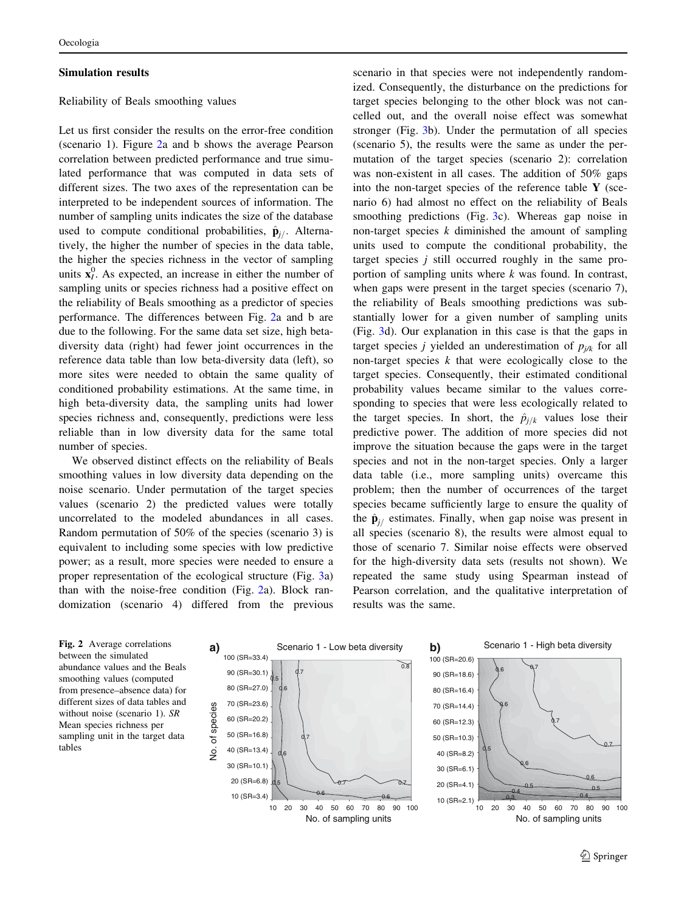## Simulation results

### Reliability of Beals smoothing values

Let us first consider the results on the error-free condition (scenario 1). Figure 2a and b shows the average Pearson correlation between predicted performance and true simulated performance that was computed in data sets of different sizes. The two axes of the representation can be interpreted to be independent sources of information. The number of sampling units indicates the size of the database used to compute conditional probabilities, $\hat{\mathbf{p}}_{j/}$. Alternatively, the higher the number of species in the data table, the higher the species richness in the vector of sampling units $\mathbf{x}_l^0$. As expected, an increase in either the number of sampling units or species richness had a positive effect on the reliability of Beals smoothing as a predictor of species performance. The differences between Fig. 2a and b are due to the following. For the same data set size, high beta-diversity data (right) had fewer joint occurrences in the reference data table than low beta-diversity data (left), so more sites were needed to obtain the same quality of conditioned probability estimations. At the same time, in high beta-diversity data, the sampling units had lower species richness and, consequently, predictions were less reliable than in low diversity data for the same total number of species.

We observed distinct effects on the reliability of Beals smoothing values in low diversity data depending on the noise scenario. Under permutation of the target species values (scenario 2) the predicted values were totally uncorrelated to the modeled abundances in all cases. Random permutation of 50% of the species (scenario 3) is equivalent to including some species with low predictive power; as a result, more species were needed to ensure a proper representation of the ecological structure (Fig. 3a) than with the noise-free condition (Fig. 2a). Block randomization (scenario 4) differed from the previous scenario in that species were not independently randomized. Consequently, the disturbance on the predictions for target species belonging to the other block was not cancelled out, and the overall noise effect was somewhat stronger (Fig. 3b). Under the permutation of all species (scenario 5), the results were the same as under the permutation of the target species (scenario 2): correlation was non-existent in all cases. The addition of 50% gaps into the non-target species of the reference table $\mathbf{Y}$ (scenario 6) had almost no effect on the reliability of Beals smoothing predictions (Fig. 3c). Whereas gap noise in non-target species $k$ diminished the amount of sampling units used to compute the conditional probability, the target species $j$ still occurred roughly in the same proportion of sampling units where $k$ was found. In contrast, when gaps were present in the target species (scenario 7), the reliability of Beals smoothing predictions was substantially lower for a given number of sampling units (Fig. 3d). Our explanation in this case is that the gaps in target species $j$ yielded an underestimation of $p_{j/k}$ for all non-target species $k$ that were ecologically close to the target species. Consequently, their estimated conditional probability values became similar to the values corresponding to species that were less ecologically related to the target species. In short, the $\hat{p}_{j/k}$ values lose their predictive power. The addition of more species did not improve the situation because the gaps were in the target species and not in the non-target species. Only a larger data table (i.e., more sampling units) overcame this problem; then the number of occurrences of the target species became sufficiently large to ensure the quality of the $\hat{\mathbf{p}}_{j/}$ estimates. Finally, when gap noise was present in all species (scenario 8), the results were almost equal to those of scenario 7. Similar noise effects were observed for the high-diversity data sets (results not shown). We repeated the same study using Spearman instead of Pearson correlation, and the qualitative interpretation of results was the same.

**Fig. 2** Average correlations between the simulated abundance values and the Beals smoothing values (computed from presence–absence data) for different sizes of data tables and without noise (scenario 1). *SR* Mean species richness per sampling unit in the target data tables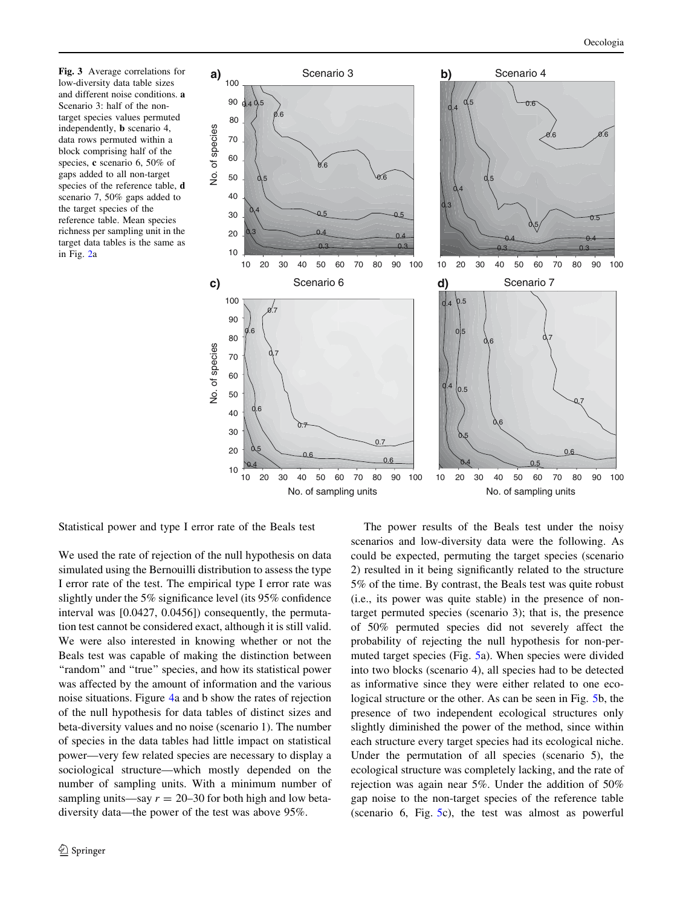**Fig. 3** Average correlations for low-diversity data table sizes and different noise conditions. **a** Scenario 3: half of the non-target species values permuted independently, **b** scenario 4, data rows permuted within a block comprising half of the species, **c** scenario 6, 50% of gaps added to all non-target species of the reference table, **d** scenario 7, 50% gaps added to the target species of the reference table. Mean species richness per sampling unit in the target data tables is the same as in Fig. 2a

Statistical power and type I error rate of the Beals test

We used the rate of rejection of the null hypothesis on data simulated using the Bernouilli distribution to assess the type I error rate of the test. The empirical type I error rate was slightly under the 5% significance level (its 95% confidence interval was [0.0427, 0.0456]) consequently, the permutation test cannot be considered exact, although it is still valid. We were also interested in knowing whether or not the Beals test was capable of making the distinction between "random" and "true" species, and how its statistical power was affected by the amount of information and the various noise situations. Figure 4a and b show the rates of rejection of the null hypothesis for data tables of distinct sizes and beta-diversity values and no noise (scenario 1). The number of species in the data tables had little impact on statistical power—very few related species are necessary to display a sociological structure—which mostly depended on the number of sampling units. With a minimum number of sampling units—say $r = 20$–30 for both high and low beta-diversity data—the power of the test was above 95%.

The power results of the Beals test under the noisy scenarios and low-diversity data were the following. As could be expected, permuting the target species (scenario 2) resulted in it being significantly related to the structure 5% of the time. By contrast, the Beals test was quite robust (i.e., its power was quite stable) in the presence of non-target permuted species (scenario 3); that is, the presence of 50% permuted species did not severely affect the probability of rejecting the null hypothesis for non-permuted target species (Fig. 5a). When species were divided into two blocks (scenario 4), all species had to be detected as informative since they were either related to one ecological structure or the other. As can be seen in Fig. 5b, the presence of two independent ecological structures only slightly diminished the power of the method, since within each structure every target species had its ecological niche. Under the permutation of all species (scenario 5), the ecological structure was completely lacking, and the rate of rejection was again near 5%. Under the addition of 50% gap noise to the non-target species of the reference table (scenario 6, Fig. 5c), the test was almost as powerful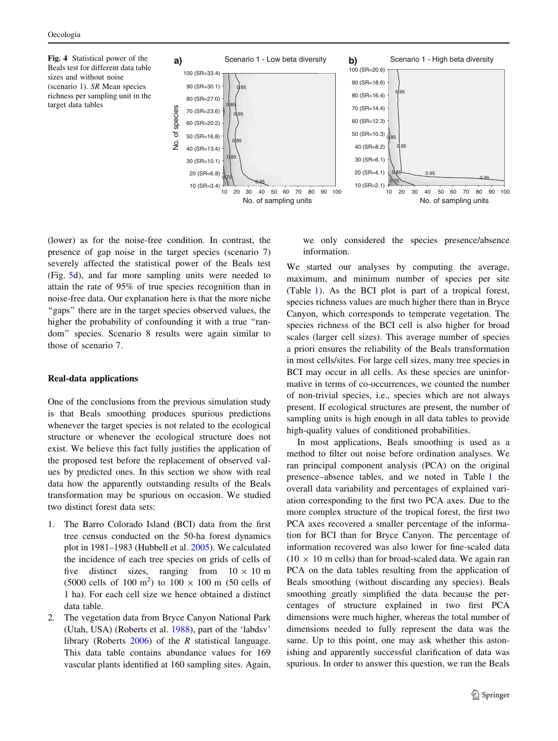**Fig. 4** Statistical power of the Beals test for different data table sizes and without noise (scenario 1). *SR* Mean species richness per sampling unit in the target data tables

(lower) as for the noise-free condition. In contrast, the presence of gap noise in the target species (scenario 7) severely affected the statistical power of the Beals test (Fig. 5d), and far more sampling units were needed to attain the rate of 95% of true species recognition than in noise-free data. Our explanation here is that the more niche "gaps" there are in the target species observed values, the higher the probability of confounding it with a true "random" species. Scenario 8 results were again similar to those of scenario 7.

### Real-data applications

One of the conclusions from the previous simulation study is that Beals smoothing produces spurious predictions whenever the target species is not related to the ecological structure or whenever the ecological structure does not exist. We believe this fact fully justifies the application of the proposed test before the replacement of observed values by predicted ones. In this section we show with real data how the apparently outstanding results of the Beals transformation may be spurious on occasion. We studied two distinct forest data sets:

1. The Barro Colorado Island (BCI) data from the first tree census conducted on the 50-ha forest dynamics plot in 1981–1983 (Hubbell et al. 2005). We calculated the incidence of each tree species on grids of cells of five distinct sizes, ranging from 10 × 10 m (5000 cells of 100 m$^2$) to 100 × 100 m (50 cells of 1 ha). For each cell size we hence obtained a distinct data table.
2. The vegetation data from Bryce Canyon National Park (Utah, USA) (Roberts et al. 1988), part of the 'labdsv' library (Roberts 2006) of the *R* statistical language. This data table contains abundance values for 169 vascular plants identified at 160 sampling sites. Again, we only considered the species presence/absence information.

We started our analyses by computing the average, maximum, and minimum number of species per site (Table 1). As the BCI plot is part of a tropical forest, species richness values are much higher there than in Bryce Canyon, which corresponds to temperate vegetation. The species richness of the BCI cell is also higher for broad scales (larger cell sizes). This average number of species a priori ensures the reliability of the Beals transformation in most cells/sites. For large cell sizes, many tree species in BCI may occur in all cells. As these species are uninformative in terms of co-occurrences, we counted the number of non-trivial species, i.e., species which are not always present. If ecological structures are present, the number of sampling units is high enough in all data tables to provide high-quality values of conditioned probabilities.

In most applications, Beals smoothing is used as a method to filter out noise before ordination analyses. We ran principal component analysis (PCA) on the original presence–absence tables, and we noted in Table 1 the overall data variability and percentages of explained variation corresponding to the first two PCA axes. Due to the more complex structure of the tropical forest, the first two PCA axes recovered a smaller percentage of the information for BCI than for Bryce Canyon. The percentage of information recovered was also lower for fine-scaled data (10 × 10 m cells) than for broad-scaled data. We again ran PCA on the data tables resulting from the application of Beals smoothing (without discarding any species). Beals smoothing greatly simplified the data because the percentages of structure explained in two first PCA dimensions were much higher, whereas the total number of dimensions needed to fully represent the data was the same. Up to this point, one may ask whether this astonishing and apparently successful clarification of data was spurious. In order to answer this question, we ran the Beals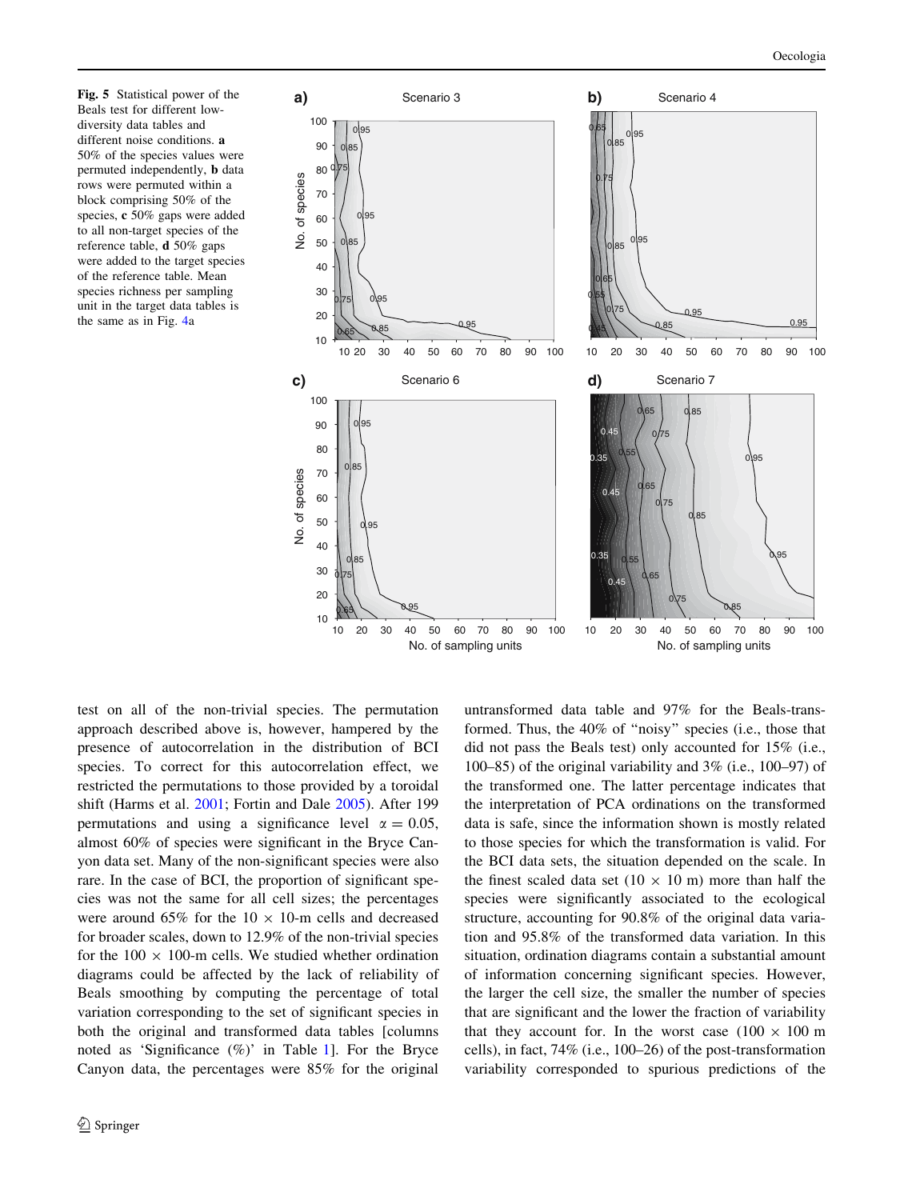**Fig. 5** Statistical power of the Beals test for different low-diversity data tables and different noise conditions. **a** 50% of the species values were permuted independently, **b** data rows were permuted within a block comprising 50% of the species, **c** 50% gaps were added to all non-target species of the reference table, **d** 50% gaps were added to the target species of the reference table. Mean species richness per sampling unit in the target data tables is the same as in Fig. 4a

test on all of the non-trivial species. The permutation approach described above is, however, hampered by the presence of autocorrelation in the distribution of BCI species. To correct for this autocorrelation effect, we restricted the permutations to those provided by a toroidal shift (Harms et al. 2001; Fortin and Dale 2005). After 199 permutations and using a significance level $\alpha = 0.05$, almost 60% of species were significant in the Bryce Canyon data set. Many of the non-significant species were also rare. In the case of BCI, the proportion of significant species was not the same for all cell sizes; the percentages were around 65% for the 10 × 10-m cells and decreased for broader scales, down to 12.9% of the non-trivial species for the 100 × 100-m cells. We studied whether ordination diagrams could be affected by the lack of reliability of Beals smoothing by computing the percentage of total variation corresponding to the set of significant species in both the original and transformed data tables [columns noted as 'Significance (%)' in Table 1]. For the Bryce Canyon data, the percentages were 85% for the original untransformed data table and 97% for the Beals-transformed. Thus, the 40% of "noisy" species (i.e., those that did not pass the Beals test) only accounted for 15% (i.e., 100–85) of the original variability and 3% (i.e., 100–97) of the transformed one. The latter percentage indicates that the interpretation of PCA ordinations on the transformed data is safe, since the information shown is mostly related to those species for which the transformation is valid. For the BCI data sets, the situation depended on the scale. In the finest scaled data set (10 × 10 m) more than half the species were significantly associated to the ecological structure, accounting for 90.8% of the original data variation and 95.8% of the transformed data variation. In this situation, ordination diagrams contain a substantial amount of information concerning significant species. However, the larger the cell size, the smaller the number of species that are significant and the lower the fraction of variability that they account for. In the worst case (100 × 100 m cells), in fact, 74% (i.e., 100–26) of the post-transformation variability corresponded to spurious predictions of the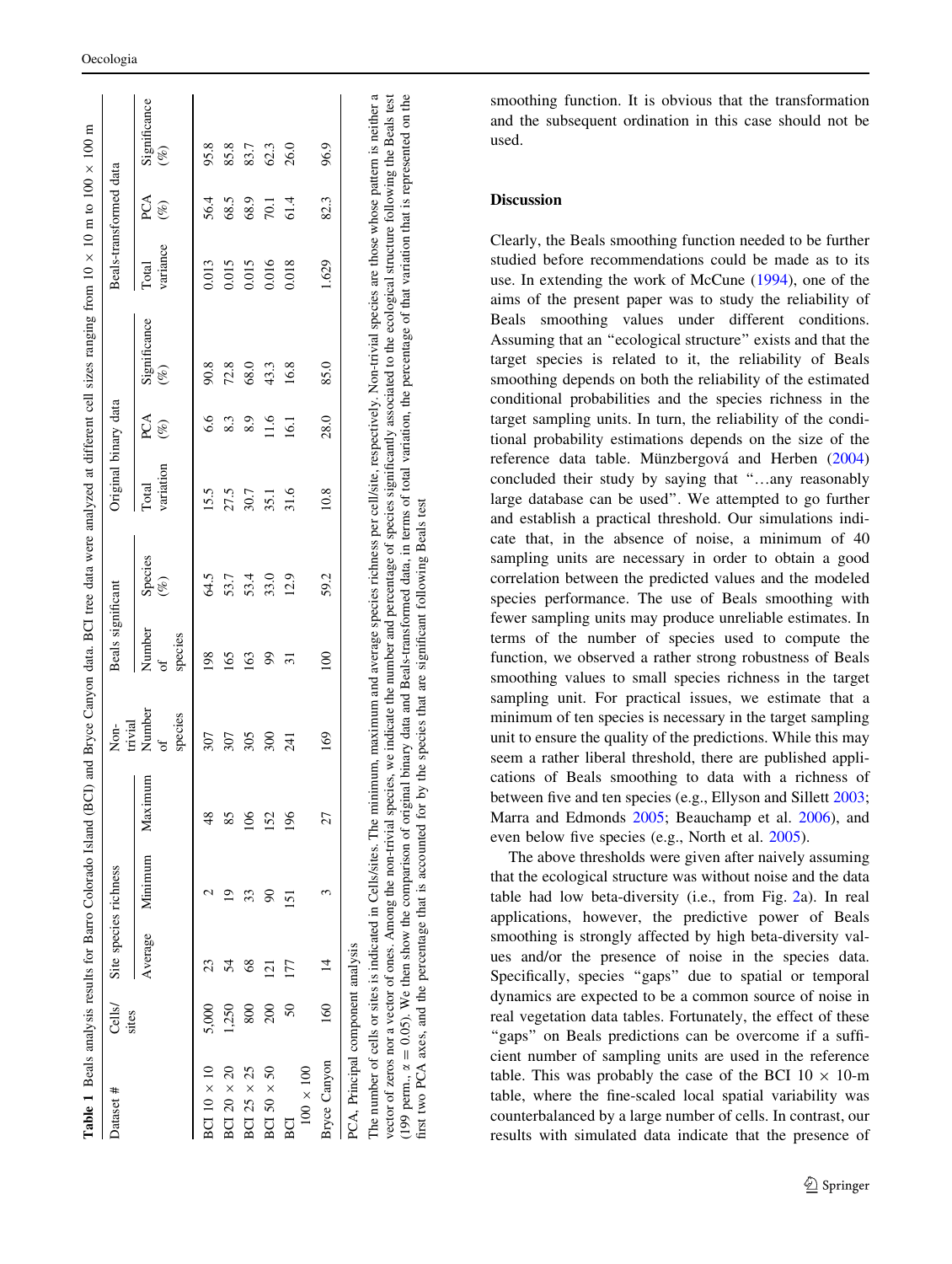**Table 1** Beals analysis results for Barro Colorado Island (BCI) and Bryce Canyon data. BCI tree data were analyzed at different cell sizes ranging from 10 × 10 m to 100 × 100 m

| Dataset # | Cells/sites | Site species richness | | | Non-trivial Number of species | Beals significant | | Original binary data | | | Beals-transformed data | | |
|---|---|---|---|---|---|---|---|---|---|---|---|---|---|
| | | Average | Minimum | Maximum | | Number of species | Species (%) | Total variation | PCA (%) | Significance (%) | Total variance | PCA (%) | Significance (%) |
| BCI 10 × 10 | 5,000 | 23 | 2 | 48 | 307 | 198 | 64.5 | 15.5 | 6.6 | 90.8 | 0.013 | 56.4 | 95.8 |
| BCI 20 × 20 | 1,250 | 54 | 19 | 85 | 307 | 165 | 53.7 | 27.5 | 8.3 | 72.8 | 0.015 | 68.5 | 85.8 |
| BCI 25 × 25 | 800 | 68 | 33 | 106 | 305 | 163 | 53.4 | 30.7 | 8.9 | 68.0 | 0.015 | 68.9 | 83.7 |
| BCI 50 × 50 | 200 | 121 | 90 | 152 | 300 | 99 | 33.0 | 35.1 | 11.6 | 43.3 | 0.016 | 70.1 | 62.3 |
| BCI 100 × 100 | 50 | 177 | 151 | 196 | 241 | 31 | 12.9 | 31.6 | 16.1 | 16.8 | 0.018 | 61.4 | 26.0 |
| Bryce Canyon | 160 | 14 | 3 | 27 | 169 | 100 | 59.2 | 10.8 | 28.0 | 85.0 | 1.629 | 82.3 | 96.9 |

PCA, Principal component analysis

The number of cells or sites is indicated in Cells/sites. The minimum, maximum and average species richness per cell/site, respectively. Non-trivial species are those whose pattern is neither a vector of zeros nor a vector of ones. Among the non-trivial species, we indicate the number and percentage of species significantly associated to the ecological structure following the Beals test (199 perm., $\alpha = 0.05$). We then show the comparison of original binary data and Beals-transformed data, in terms of total variation, the percentage of that variation that is represented on the first two PCA axes, and the percentage that is accounted for by the species that are significant following Beals test

smoothing function. It is obvious that the transformation and the subsequent ordination in this case should not be used.

## Discussion

Clearly, the Beals smoothing function needed to be further studied before recommendations could be made as to its use. In extending the work of McCune (1994), one of the aims of the present paper was to study the reliability of Beals smoothing values under different conditions. Assuming that an "ecological structure" exists and that the target species is related to it, the reliability of Beals smoothing depends on both the reliability of the estimated conditional probabilities and the species richness in the target sampling units. In turn, the reliability of the conditional probability estimations depends on the size of the reference data table. Münzbergová and Herben (2004) concluded their study by saying that "…any reasonably large database can be used". We attempted to go further and establish a practical threshold. Our simulations indicate that, in the absence of noise, a minimum of 40 sampling units are necessary in order to obtain a good correlation between the predicted values and the modeled species performance. The use of Beals smoothing with fewer sampling units may produce unreliable estimates. In terms of the number of species used to compute the function, we observed a rather strong robustness of Beals smoothing values to small species richness in the target sampling unit. For practical issues, we estimate that a minimum of ten species is necessary in the target sampling unit to ensure the quality of the predictions. While this may seem a rather liberal threshold, there are published applications of Beals smoothing to data with a richness of between five and ten species (e.g., Ellyson and Sillett 2003; Marra and Edmonds 2005; Beauchamp et al. 2006), and even below five species (e.g., North et al. 2005).

The above thresholds were given after naively assuming that the ecological structure was without noise and the data table had low beta-diversity (i.e., from Fig. 2a). In real applications, however, the predictive power of Beals smoothing is strongly affected by high beta-diversity values and/or the presence of noise in the species data. Specifically, species "gaps" due to spatial or temporal dynamics are expected to be a common source of noise in real vegetation data tables. Fortunately, the effect of these "gaps" on Beals predictions can be overcome if a sufficient number of sampling units are used in the reference table. This was probably the case of the BCI 10 × 10-m table, where the fine-scaled local spatial variability was counterbalanced by a large number of cells. In contrast, our results with simulated data indicate that the presence of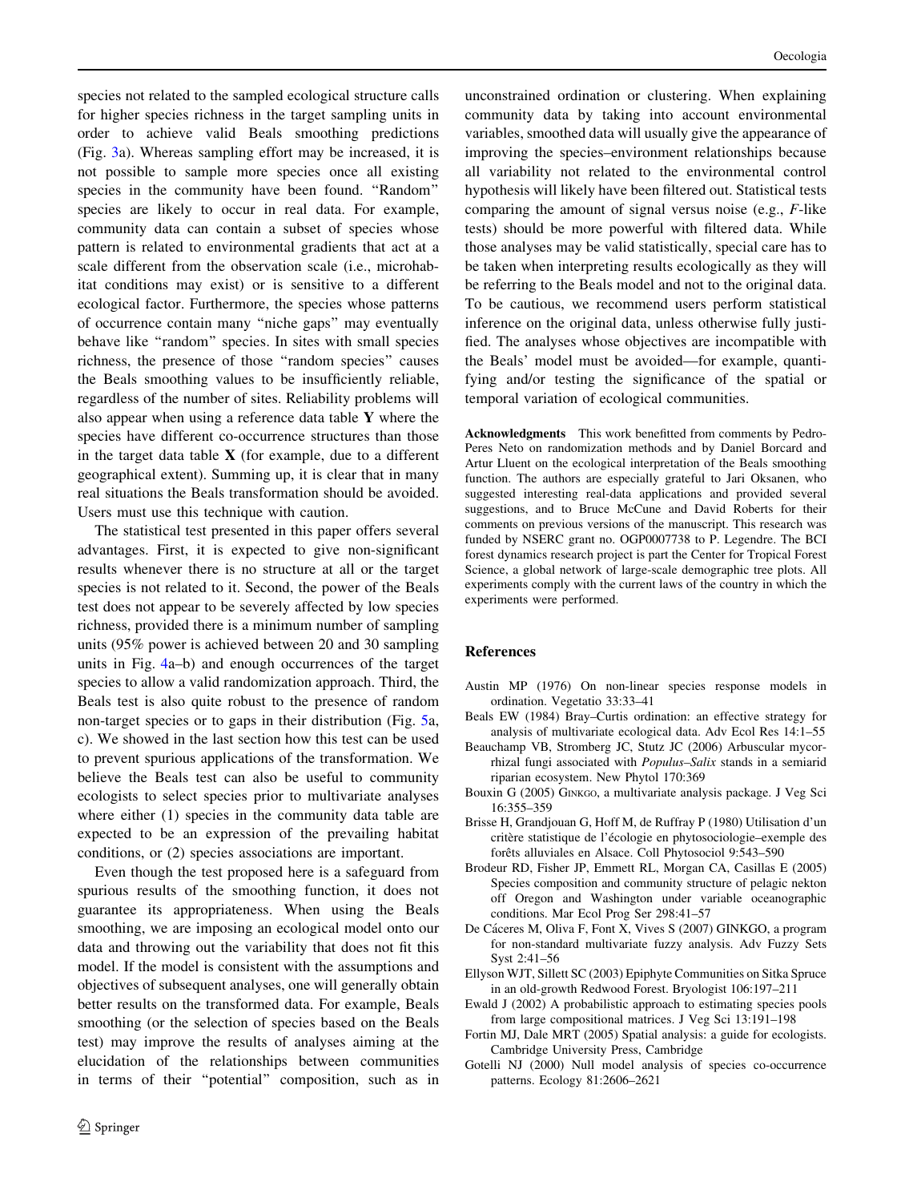species not related to the sampled ecological structure calls for higher species richness in the target sampling units in order to achieve valid Beals smoothing predictions (Fig. 3a). Whereas sampling effort may be increased, it is not possible to sample more species once all existing species in the community have been found. "Random" species are likely to occur in real data. For example, community data can contain a subset of species whose pattern is related to environmental gradients that act at a scale different from the observation scale (i.e., microhabitat conditions may exist) or is sensitive to a different ecological factor. Furthermore, the species whose patterns of occurrence contain many "niche gaps" may eventually behave like "random" species. In sites with small species richness, the presence of those "random species" causes the Beals smoothing values to be insufficiently reliable, regardless of the number of sites. Reliability problems will also appear when using a reference data table **Y** where the species have different co-occurrence structures than those in the target data table **X** (for example, due to a different geographical extent). Summing up, it is clear that in many real situations the Beals transformation should be avoided. Users must use this technique with caution.

The statistical test presented in this paper offers several advantages. First, it is expected to give non-significant results whenever there is no structure at all or the target species is not related to it. Second, the power of the Beals test does not appear to be severely affected by low species richness, provided there is a minimum number of sampling units (95% power is achieved between 20 and 30 sampling units in Fig. 4a–b) and enough occurrences of the target species to allow a valid randomization approach. Third, the Beals test is also quite robust to the presence of random non-target species or to gaps in their distribution (Fig. 5a, c). We showed in the last section how this test can be used to prevent spurious applications of the transformation. We believe the Beals test can also be useful to community ecologists to select species prior to multivariate analyses where either (1) species in the community data table are expected to be an expression of the prevailing habitat conditions, or (2) species associations are important.

Even though the test proposed here is a safeguard from spurious results of the smoothing function, it does not guarantee its appropriateness. When using the Beals smoothing, we are imposing an ecological model onto our data and throwing out the variability that does not fit this model. If the model is consistent with the assumptions and objectives of subsequent analyses, one will generally obtain better results on the transformed data. For example, Beals smoothing (or the selection of species based on the Beals test) may improve the results of analyses aiming at the elucidation of the relationships between communities in terms of their "potential" composition, such as in unconstrained ordination or clustering. When explaining community data by taking into account environmental variables, smoothed data will usually give the appearance of improving the species–environment relationships because all variability not related to the environmental control hypothesis will likely have been filtered out. Statistical tests comparing the amount of signal versus noise (e.g., $F$-like tests) should be more powerful with filtered data. While those analyses may be valid statistically, special care has to be taken when interpreting results ecologically as they will be referring to the Beals model and not to the original data. To be cautious, we recommend users perform statistical inference on the original data, unless otherwise fully justified. The analyses whose objectives are incompatible with the Beals' model must be avoided—for example, quantifying and/or testing the significance of the spatial or temporal variation of ecological communities.

**Acknowledgments** This work benefitted from comments by Pedro-Peres Neto on randomization methods and by Daniel Borcard and Artur Lluent on the ecological interpretation of the Beals smoothing function. The authors are especially grateful to Jari Oksanen, who suggested interesting real-data applications and provided several suggestions, and to Bruce McCune and David Roberts for their comments on previous versions of the manuscript. This research was funded by NSERC grant no. OGP0007738 to P. Legendre. The BCI forest dynamics research project is part the Center for Tropical Forest Science, a global network of large-scale demographic tree plots. All experiments comply with the current laws of the country in which the experiments were performed.

## References

Austin MP (1976) On non-linear species response models in ordination. Vegetatio 33:33–41

Beals EW (1984) Bray–Curtis ordination: an effective strategy for analysis of multivariate ecological data. Adv Ecol Res 14:1–55

Beauchamp VB, Stromberg JC, Stutz JC (2006) Arbuscular mycorrhizal fungi associated with *Populus–Salix* stands in a semiarid riparian ecosystem. New Phytol 170:369

Bouxin G (2005) GINKGO, a multivariate analysis package. J Veg Sci 16:355–359

Brisse H, Grandjouan G, Hoff M, de Ruffray P (1980) Utilisation d'un critère statistique de l'écologie en phytosociologie–exemple des forêts alluviales en Alsace. Coll Phytosociol 9:543–590

Brodeur RD, Fisher JP, Emmett RL, Morgan CA, Casillas E (2005) Species composition and community structure of pelagic nekton off Oregon and Washington under variable oceanographic conditions. Mar Ecol Prog Ser 298:41–57

De Cáceres M, Oliva F, Font X, Vives S (2007) GINKGO, a program for non-standard multivariate fuzzy analysis. Adv Fuzzy Sets Syst 2:41–56

Ellyson WJT, Sillett SC (2003) Epiphyte Communities on Sitka Spruce in an old-growth Redwood Forest. Bryologist 106:197–211

Ewald J (2002) A probabilistic approach to estimating species pools from large compositional matrices. J Veg Sci 13:191–198

Fortin MJ, Dale MRT (2005) Spatial analysis: a guide for ecologists. Cambridge University Press, Cambridge

Gotelli NJ (2000) Null model analysis of species co-occurrence patterns. Ecology 81:2606–2621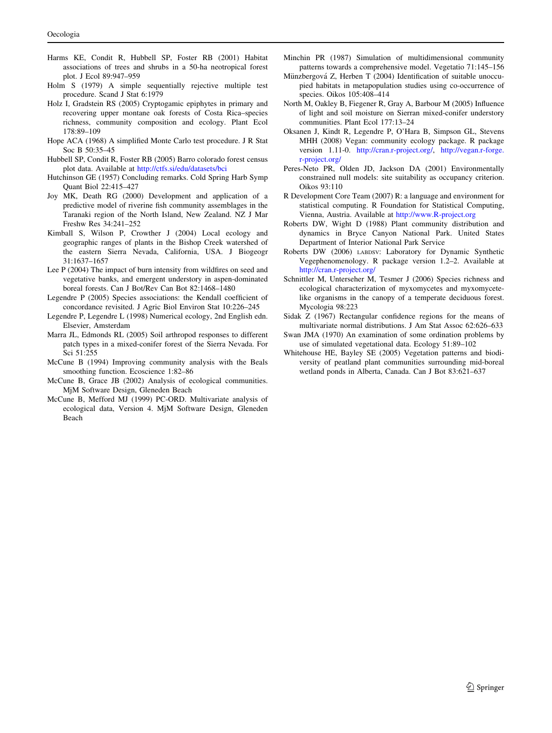Harms KE, Condit R, Hubbell SP, Foster RB (2001) Habitat associations of trees and shrubs in a 50-ha neotropical forest plot. J Ecol 89:947–959

Holm S (1979) A simple sequentially rejective multiple test procedure. Scand J Stat 6:1979

Holz I, Gradstein RS (2005) Cryptogamic epiphytes in primary and recovering upper montane oak forests of Costa Rica–species richness, community composition and ecology. Plant Ecol 178:89–109

Hope ACA (1968) A simplified Monte Carlo test procedure. J R Stat Soc B 50:35–45

Hubbell SP, Condit R, Foster RB (2005) Barro colorado forest census plot data. Available at http://ctfs.si/edu/datasets/bci

Hutchinson GE (1957) Concluding remarks. Cold Spring Harb Symp Quant Biol 22:415–427

Joy MK, Death RG (2000) Development and application of a predictive model of riverine fish community assemblages in the Taranaki region of the North Island, New Zealand. NZ J Mar Freshw Res 34:241–252

Kimball S, Wilson P, Crowther J (2004) Local ecology and geographic ranges of plants in the Bishop Creek watershed of the eastern Sierra Nevada, California, USA. J Biogeogr 31:1637–1657

Lee P (2004) The impact of burn intensity from wildfires on seed and vegetative banks, and emergent understory in aspen-dominated boreal forests. Can J Bot/Rev Can Bot 82:1468–1480

Legendre P (2005) Species associations: the Kendall coefficient of concordance revisited. J Agric Biol Environ Stat 10:226–245

Legendre P, Legendre L (1998) Numerical ecology, 2nd English edn. Elsevier, Amsterdam

Marra JL, Edmonds RL (2005) Soil arthropod responses to different patch types in a mixed-conifer forest of the Sierra Nevada. For Sci 51:255

McCune B (1994) Improving community analysis with the Beals smoothing function. Ecoscience 1:82–86

McCune B, Grace JB (2002) Analysis of ecological communities. MjM Software Design, Gleneden Beach

McCune B, Mefford MJ (1999) PC-ORD. Multivariate analysis of ecological data, Version 4. MjM Software Design, Gleneden Beach

Minchin PR (1987) Simulation of multidimensional community patterns towards a comprehensive model. Vegetatio 71:145–156

Münzbergová Z, Herben T (2004) Identification of suitable unoccupied habitats in metapopulation studies using co-occurrence of species. Oikos 105:408–414

North M, Oakley B, Fiegener R, Gray A, Barbour M (2005) Influence of light and soil moisture on Sierran mixed-conifer understory communities. Plant Ecol 177:13–24

Oksanen J, Kindt R, Legendre P, O'Hara B, Simpson GL, Stevens MHH (2008) Vegan: community ecology package. R package version 1.11-0. http://cran.r-project.org/, http://vegan.r-forge.r-project.org/

Peres-Neto PR, Olden JD, Jackson DA (2001) Environmentally constrained null models: site suitability as occupancy criterion. Oikos 93:110

R Development Core Team (2007) R: a language and environment for statistical computing. R Foundation for Statistical Computing, Vienna, Austria. Available at http://www.R-project.org

Roberts DW, Wight D (1988) Plant community distribution and dynamics in Bryce Canyon National Park. United States Department of Interior National Park Service

Roberts DW (2006) LABDSV: Laboratory for Dynamic Synthetic Vegephenomenology. R package version 1.2–2. Available at http://cran.r-project.org/

Schnittler M, Unterseher M, Tesmer J (2006) Species richness and ecological characterization of myxomycetes and myxomycete-like organisms in the canopy of a temperate deciduous forest. Mycologia 98:223

Sidak Z (1967) Rectangular confidence regions for the means of multivariate normal distributions. J Am Stat Assoc 62:626–633

Swan JMA (1970) An examination of some ordination problems by use of simulated vegetational data. Ecology 51:89–102

Whitehouse HE, Bayley SE (2005) Vegetation patterns and biodiversity of peatland plant communities surrounding mid-boreal wetland ponds in Alberta, Canada. Can J Bot 83:621–637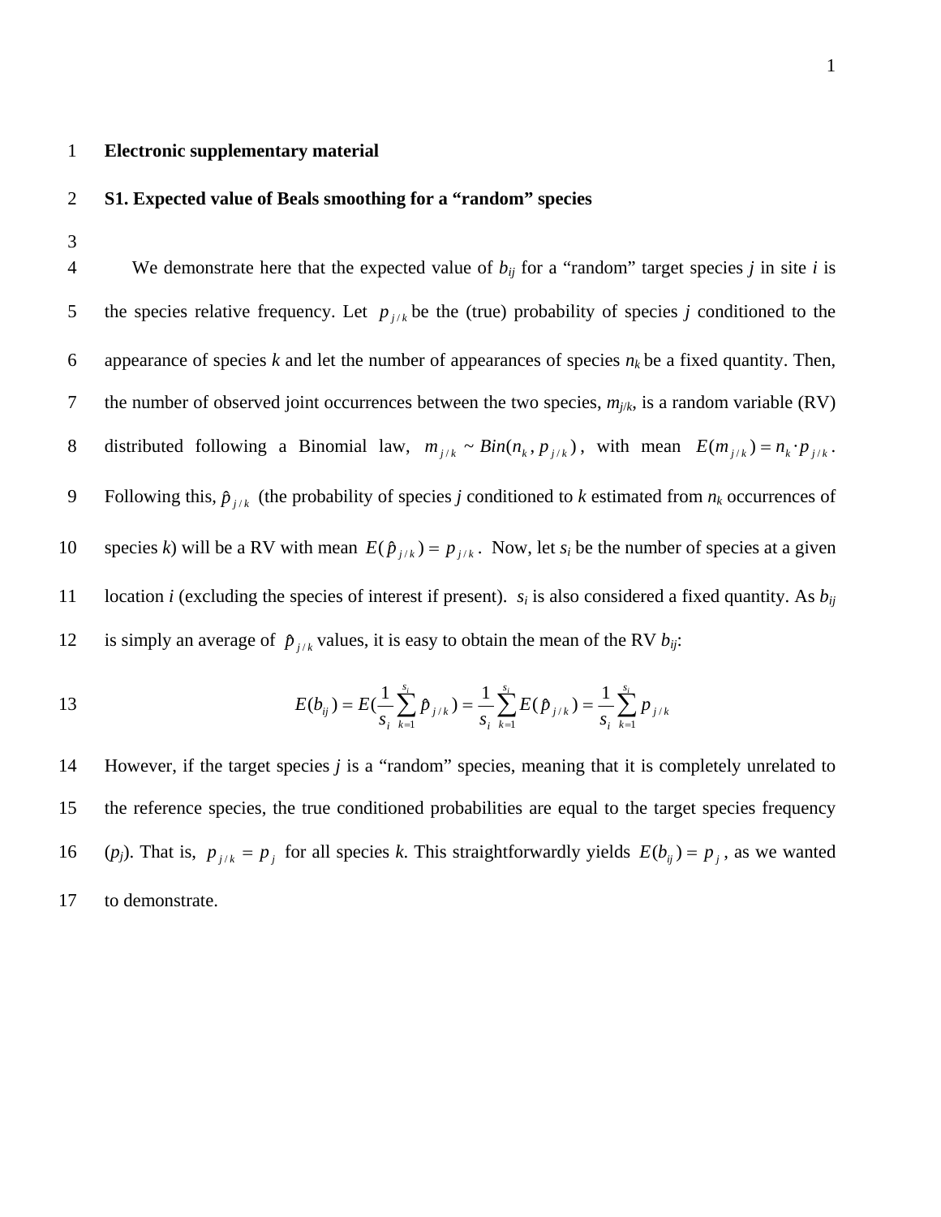# Electronic supplementary material

## S1. Expected value of Beals smoothing for a "random" species

We demonstrate here that the expected value of $b_{ij}$ for a "random" target species $j$ in site $i$ is the species relative frequency. Let $p_{j/k}$ be the (true) probability of species $j$ conditioned to the appearance of species $k$ and let the number of appearances of species $n_k$ be a fixed quantity. Then, the number of observed joint occurrences between the two species, $m_{j/k}$, is a random variable (RV) distributed following a Binomial law, $m_{j/k} \sim Bin(n_k, p_{j/k})$, with mean $E(m_{j/k}) = n_k \cdot p_{j/k}$. Following this, $\hat{p}_{j/k}$ (the probability of species $j$ conditioned to $k$ estimated from $n_k$ occurrences of species $k$) will be a RV with mean $E(\hat{p}_{j/k}) = p_{j/k}$. Now, let $s_i$ be the number of species at a given location $i$ (excluding the species of interest if present). $s_i$ is also considered a fixed quantity. As $b_{ij}$ is simply an average of $\hat{p}_{j/k}$ values, it is easy to obtain the mean of the RV $b_{ij}$:

$$E(b_{ij}) = E\left(\frac{1}{s_i}\sum_{k=1}^{s_i} \hat{p}_{j/k}\right) = \frac{1}{s_i}\sum_{k=1}^{s_i} E(\hat{p}_{j/k}) = \frac{1}{s_i}\sum_{k=1}^{s_i} p_{j/k}$$

However, if the target species $j$ is a "random" species, meaning that it is completely unrelated to the reference species, the true conditioned probabilities are equal to the target species frequency ($p_j$). That is, $p_{j/k} = p_j$ for all species $k$. This straightforwardly yields $E(b_{ij}) = p_j$, as we wanted to demonstrate.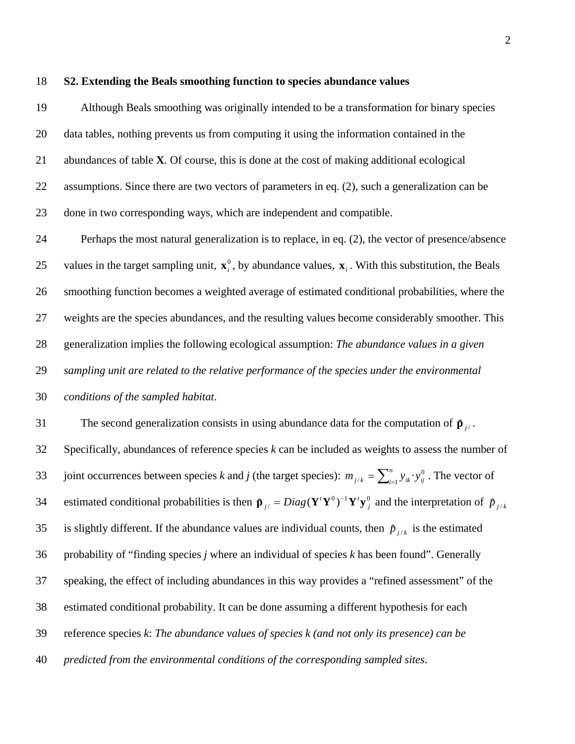## S2. Extending the Beals smoothing function to species abundance values

Although Beals smoothing was originally intended to be a transformation for binary species data tables, nothing prevents us from computing it using the information contained in the abundances of table **X**. Of course, this is done at the cost of making additional ecological assumptions. Since there are two vectors of parameters in eq. (2), such a generalization can be done in two corresponding ways, which are independent and compatible.

Perhaps the most natural generalization is to replace, in eq. (2), the vector of presence/absence values in the target sampling unit, $\mathbf{x}_i^0$, by abundance values, $\mathbf{x}_i$. With this substitution, the Beals smoothing function becomes a weighted average of estimated conditional probabilities, where the weights are the species abundances, and the resulting values become considerably smoother. This generalization implies the following ecological assumption: *The abundance values in a given sampling unit are related to the relative performance of the species under the environmental conditions of the sampled habitat*.

The second generalization consists in using abundance data for the computation of $\hat{\mathbf{p}}_{j/}$. Specifically, abundances of reference species *k* can be included as weights to assess the number of joint occurrences between species *k* and *j* (the target species): $m_{j/k} = \sum_{i=1}^{n} y_{ik} \cdot y_{ij}^0$. The vector of estimated conditional probabilities is then $\hat{\mathbf{p}}_{j/} = Diag(\mathbf{Y}^t\mathbf{Y}^0)^{-1}\mathbf{Y}^t\mathbf{y}_j^0$ and the interpretation of $\hat{p}_{j/k}$ is slightly different. If the abundance values are individual counts, then $\hat{p}_{j/k}$ is the estimated probability of "finding species *j* where an individual of species *k* has been found". Generally speaking, the effect of including abundances in this way provides a "refined assessment" of the estimated conditional probability. It can be done assuming a different hypothesis for each reference species *k*: *The abundance values of species k (and not only its presence) can be predicted from the environmental conditions of the corresponding sampled sites*.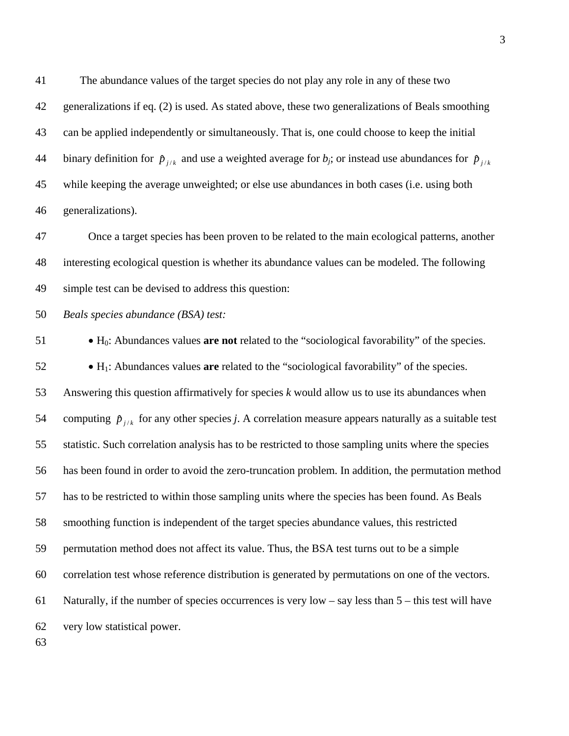The abundance values of the target species do not play any role in any of these two generalizations if eq. (2) is used. As stated above, these two generalizations of Beals smoothing can be applied independently or simultaneously. That is, one could choose to keep the initial binary definition for $\hat{p}_{j/k}$ and use a weighted average for $b_j$; or instead use abundances for $\hat{p}_{j/k}$ while keeping the average unweighted; or else use abundances in both cases (i.e. using both generalizations).

Once a target species has been proven to be related to the main ecological patterns, another interesting ecological question is whether its abundance values can be modeled. The following simple test can be devised to address this question:

*Beals species abundance (BSA) test:*

- $H_0$: Abundances values **are not** related to the "sociological favorability" of the species.
- $H_1$: Abundances values **are** related to the "sociological favorability" of the species.

Answering this question affirmatively for species *k* would allow us to use its abundances when computing $\hat{p}_{j/k}$ for any other species *j*. A correlation measure appears naturally as a suitable test statistic. Such correlation analysis has to be restricted to those sampling units where the species has been found in order to avoid the zero-truncation problem. In addition, the permutation method has to be restricted to within those sampling units where the species has been found. As Beals smoothing function is independent of the target species abundance values, this restricted permutation method does not affect its value. Thus, the BSA test turns out to be a simple correlation test whose reference distribution is generated by permutations on one of the vectors. Naturally, if the number of species occurrences is very low – say less than 5 – this test will have very low statistical power.